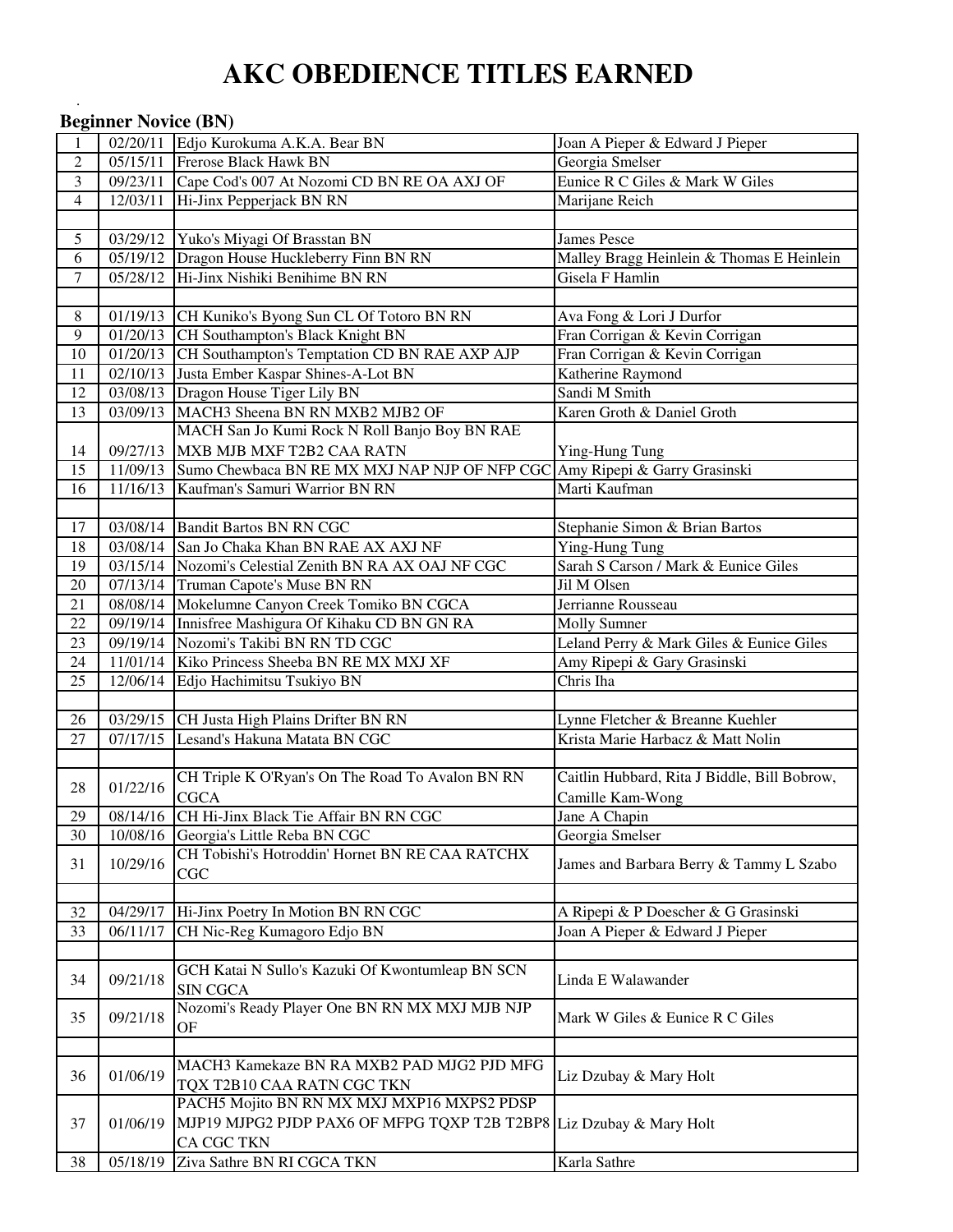# AKC OBEDIENCE TITLES EARNED

## Beginner Novice (BN)

| # | Date | Dog | Owner |
|---|---|---|---|
| 1 | 02/20/11 | Edjo Kurokuma A.K.A. Bear BN | Joan A Pieper & Edward J Pieper |
| 2 | 05/15/11 | Frerose Black Hawk BN | Georgia Smelser |
| 3 | 09/23/11 | Cape Cod's 007 At Nozomi CD BN RE OA AXJ OF | Eunice R C Giles & Mark W Giles |
| 4 | 12/03/11 | Hi-Jinx Pepperjack BN RN | Marijane Reich |
| | | | |
| 5 | 03/29/12 | Yuko's Miyagi Of Brasstan BN | James Pesce |
| 6 | 05/19/12 | Dragon House Huckleberry Finn BN RN | Malley Bragg Heinlein & Thomas E Heinlein |
| 7 | 05/28/12 | Hi-Jinx Nishiki Benihime BN RN | Gisela F Hamlin |
| | | | |
| 8 | 01/19/13 | CH Kuniko's Byong Sun CL Of Totoro BN RN | Ava Fong & Lori J Durfor |
| 9 | 01/20/13 | CH Southampton's Black Knight BN | Fran Corrigan & Kevin Corrigan |
| 10 | 01/20/13 | CH Southampton's Temptation CD BN RAE AXP AJP | Fran Corrigan & Kevin Corrigan |
| 11 | 02/10/13 | Justa Ember Kaspar Shines-A-Lot BN | Katherine Raymond |
| 12 | 03/08/13 | Dragon House Tiger Lily BN | Sandi M Smith |
| 13 | 03/09/13 | MACH3 Sheena BN RN MXB2 MJB2 OF | Karen Groth & Daniel Groth |
| 14 | 09/27/13 | MACH San Jo Kumi Rock N Roll Banjo Boy BN RAE MXB MJB MXF T2B2 CAA RATN | Ying-Hung Tung |
| 15 | 11/09/13 | Sumo Chewbaca BN RE MX MXJ NAP NJP OF NFP CGC | Amy Ripepi & Garry Grasinski |
| 16 | 11/16/13 | Kaufman's Samuri Warrior BN RN | Marti Kaufman |
| | | | |
| 17 | 03/08/14 | Bandit Bartos BN RN CGC | Stephanie Simon & Brian Bartos |
| 18 | 03/08/14 | San Jo Chaka Khan BN RAE AX AXJ NF | Ying-Hung Tung |
| 19 | 03/15/14 | Nozomi's Celestial Zenith BN RA AX OAJ NF CGC | Sarah S Carson / Mark & Eunice Giles |
| 20 | 07/13/14 | Truman Capote's Muse BN RN | Jil M Olsen |
| 21 | 08/08/14 | Mokelumne Canyon Creek Tomiko BN CGCA | Jerrianne Rousseau |
| 22 | 09/19/14 | Innisfree Mashigura Of Kihaku CD BN GN RA | Molly Sumner |
| 23 | 09/19/14 | Nozomi's Takibi BN RN TD CGC | Leland Perry & Mark Giles & Eunice Giles |
| 24 | 11/01/14 | Kiko Princess Sheeba BN RE MX MXJ XF | Amy Ripepi & Gary Grasinski |
| 25 | 12/06/14 | Edjo Hachimitsu Tsukiyo BN | Chris Iha |
| | | | |
| 26 | 03/29/15 | CH Justa High Plains Drifter BN RN | Lynne Fletcher & Breanne Kuehler |
| 27 | 07/17/15 | Lesand's Hakuna Matata BN CGC | Krista Marie Harbacz & Matt Nolin |
| | | | |
| 28 | 01/22/16 | CH Triple K O'Ryan's On The Road To Avalon BN RN CGCA | Caitlin Hubbard, Rita J Biddle, Bill Bobrow, Camille Kam-Wong |
| 29 | 08/14/16 | CH Hi-Jinx Black Tie Affair BN RN CGC | Jane A Chapin |
| 30 | 10/08/16 | Georgia's Little Reba BN CGC | Georgia Smelser |
| 31 | 10/29/16 | CH Tobishi's Hotroddin' Hornet BN RE CAA RATCHX CGC | James and Barbara Berry & Tammy L Szabo |
| | | | |
| 32 | 04/29/17 | Hi-Jinx Poetry In Motion BN RN CGC | A Ripepi & P Doescher & G Grasinski |
| 33 | 06/11/17 | CH Nic-Reg Kumagoro Edjo BN | Joan A Pieper & Edward J Pieper |
| | | | |
| 34 | 09/21/18 | GCH Katai N Sullo's Kazuki Of Kwontumleap BN SCN SIN CGCA | Linda E Walawander |
| 35 | 09/21/18 | Nozomi's Ready Player One BN RN MX MXJ MJB NJP OF | Mark W Giles & Eunice R C Giles |
| | | | |
| 36 | 01/06/19 | MACH3 Kamekaze BN RA MXB2 PAD MJG2 PJD MFG TQX T2B10 CAA RATN CGC TKN | Liz Dzubay & Mary Holt |
| 37 | 01/06/19 | PACH5 Mojito BN RN MX MXJ MXP16 MXPS2 PDSP MJP19 MJPG2 PJDP PAX6 OF MFPG TQXP T2B T2BP8 CA CGC TKN | Liz Dzubay & Mary Holt |
| 38 | 05/18/19 | Ziva Sathre BN RI CGCA TKN | Karla Sathre |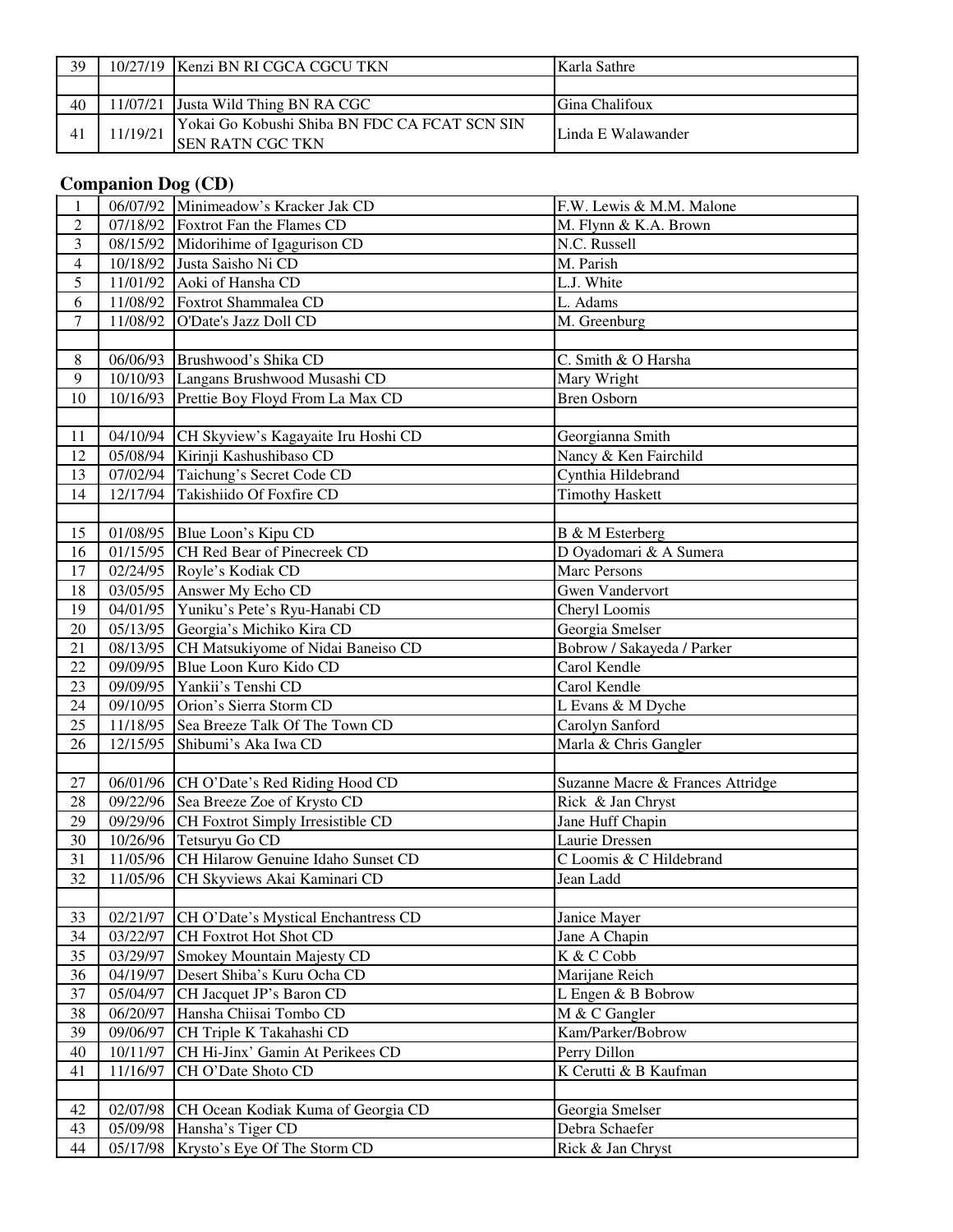| | | | |
|---|---|---|---|
| 39 | 10/27/19 | Kenzi BN RI CGCA CGCU TKN | Karla Sathre |
| | | | |
| 40 | 11/07/21 | Justa Wild Thing BN RA CGC | Gina Chalifoux |
| 41 | 11/19/21 | Yokai Go Kobushi Shiba BN FDC CA FCAT SCN SIN SEN RATN CGC TKN | Linda E Walawander |

## Companion Dog (CD)

| | | | |
|---|---|---|---|
| 1 | 06/07/92 | Minimeadow's Kracker Jak CD | F.W. Lewis & M.M. Malone |
| 2 | 07/18/92 | Foxtrot Fan the Flames CD | M. Flynn & K.A. Brown |
| 3 | 08/15/92 | Midorihime of Igagurison CD | N.C. Russell |
| 4 | 10/18/92 | Justa Saisho Ni CD | M. Parish |
| 5 | 11/01/92 | Aoki of Hansha CD | L.J. White |
| 6 | 11/08/92 | Foxtrot Shammalea CD | L. Adams |
| 7 | 11/08/92 | O'Date's Jazz Doll CD | M. Greenburg |
| | | | |
| 8 | 06/06/93 | Brushwood's Shika CD | C. Smith & O Harsha |
| 9 | 10/10/93 | Langans Brushwood Musashi CD | Mary Wright |
| 10 | 10/16/93 | Prettie Boy Floyd From La Max CD | Bren Osborn |
| | | | |
| 11 | 04/10/94 | CH Skyview's Kagayaite Iru Hoshi CD | Georgianna Smith |
| 12 | 05/08/94 | Kirinji Kashushibaso CD | Nancy & Ken Fairchild |
| 13 | 07/02/94 | Taichung's Secret Code CD | Cynthia Hildebrand |
| 14 | 12/17/94 | Takishiido Of Foxfire CD | Timothy Haskett |
| | | | |
| 15 | 01/08/95 | Blue Loon's Kipu CD | B & M Esterberg |
| 16 | 01/15/95 | CH Red Bear of Pinecreek CD | D Oyadomari & A Sumera |
| 17 | 02/24/95 | Royle's Kodiak CD | Marc Persons |
| 18 | 03/05/95 | Answer My Echo CD | Gwen Vandervort |
| 19 | 04/01/95 | Yuniku's Pete's Ryu-Hanabi CD | Cheryl Loomis |
| 20 | 05/13/95 | Georgia's Michiko Kira CD | Georgia Smelser |
| 21 | 08/13/95 | CH Matsukiyome of Nidai Baneiso CD | Bobrow / Sakayeda / Parker |
| 22 | 09/09/95 | Blue Loon Kuro Kido CD | Carol Kendle |
| 23 | 09/09/95 | Yankii's Tenshi CD | Carol Kendle |
| 24 | 09/10/95 | Orion's Sierra Storm CD | L Evans & M Dyche |
| 25 | 11/18/95 | Sea Breeze Talk Of The Town CD | Carolyn Sanford |
| 26 | 12/15/95 | Shibumi's Aka Iwa CD | Marla & Chris Gangler |
| | | | |
| 27 | 06/01/96 | CH O'Date's Red Riding Hood CD | Suzanne Macre & Frances Attridge |
| 28 | 09/22/96 | Sea Breeze Zoe of Krysto CD | Rick & Jan Chryst |
| 29 | 09/29/96 | CH Foxtrot Simply Irresistible CD | Jane Huff Chapin |
| 30 | 10/26/96 | Tetsuryu Go CD | Laurie Dressen |
| 31 | 11/05/96 | CH Hilarow Genuine Idaho Sunset CD | C Loomis & C Hildebrand |
| 32 | 11/05/96 | CH Skyviews Akai Kaminari CD | Jean Ladd |
| | | | |
| 33 | 02/21/97 | CH O'Date's Mystical Enchantress CD | Janice Mayer |
| 34 | 03/22/97 | CH Foxtrot Hot Shot CD | Jane A Chapin |
| 35 | 03/29/97 | Smokey Mountain Majesty CD | K & C Cobb |
| 36 | 04/19/97 | Desert Shiba's Kuru Ocha CD | Marijane Reich |
| 37 | 05/04/97 | CH Jacquet JP's Baron CD | L Engen & B Bobrow |
| 38 | 06/20/97 | Hansha Chiisai Tombo CD | M & C Gangler |
| 39 | 09/06/97 | CH Triple K Takahashi CD | Kam/Parker/Bobrow |
| 40 | 10/11/97 | CH Hi-Jinx' Gamin At Perikees CD | Perry Dillon |
| 41 | 11/16/97 | CH O'Date Shoto CD | K Cerutti & B Kaufman |
| | | | |
| 42 | 02/07/98 | CH Ocean Kodiak Kuma of Georgia CD | Georgia Smelser |
| 43 | 05/09/98 | Hansha's Tiger CD | Debra Schaefer |
| 44 | 05/17/98 | Krysto's Eye Of The Storm CD | Rick & Jan Chryst |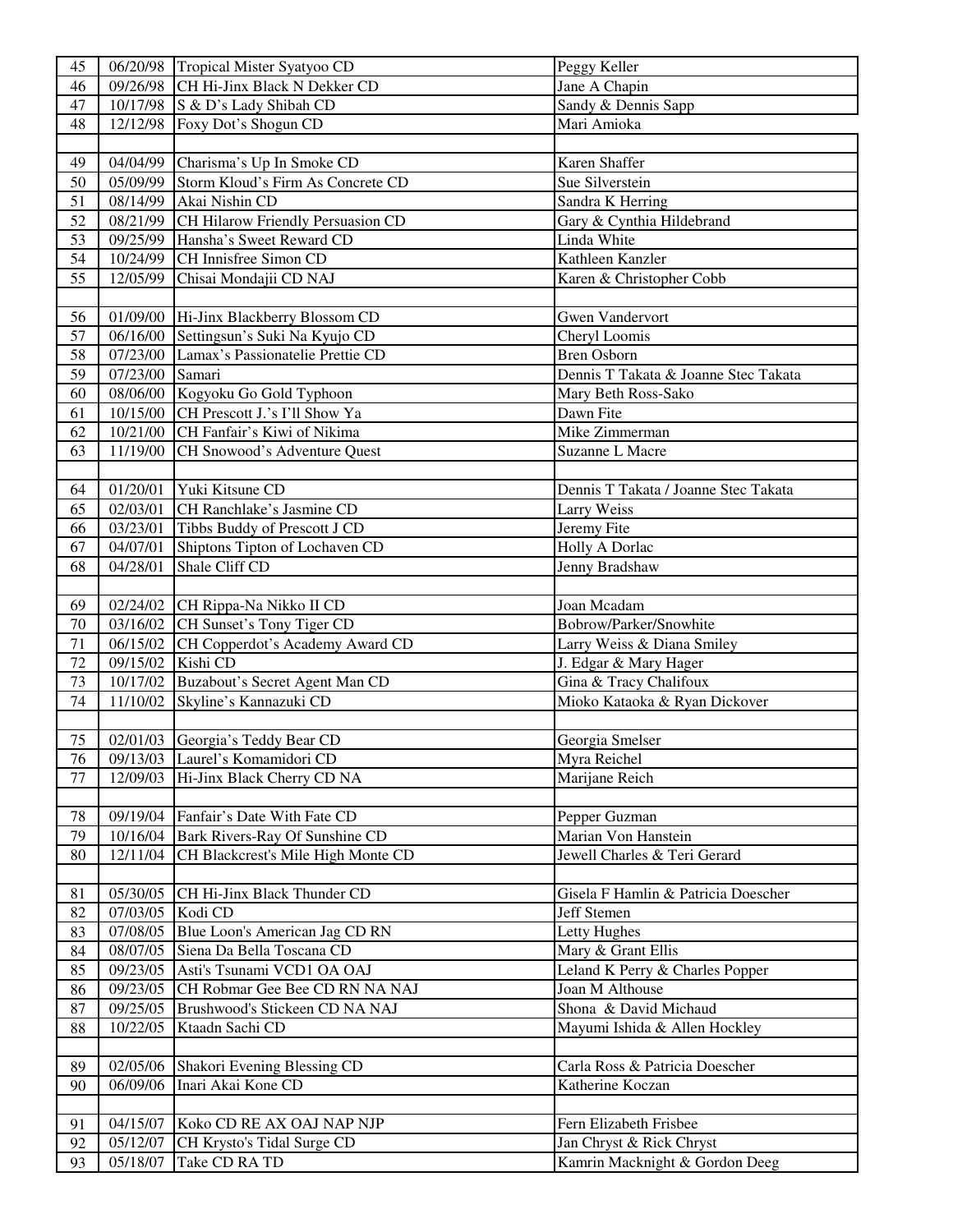| | | | |
|---|---|---|---|
| 45 | 06/20/98 | Tropical Mister Syatyoo CD | Peggy Keller |
| 46 | 09/26/98 | CH Hi-Jinx Black N Dekker CD | Jane A Chapin |
| 47 | 10/17/98 | S & D's Lady Shibah CD | Sandy & Dennis Sapp |
| 48 | 12/12/98 | Foxy Dot's Shogun CD | Mari Amioka |
| | | | |
| 49 | 04/04/99 | Charisma's Up In Smoke CD | Karen Shaffer |
| 50 | 05/09/99 | Storm Kloud's Firm As Concrete CD | Sue Silverstein |
| 51 | 08/14/99 | Akai Nishin CD | Sandra K Herring |
| 52 | 08/21/99 | CH Hilarow Friendly Persuasion CD | Gary & Cynthia Hildebrand |
| 53 | 09/25/99 | Hansha's Sweet Reward CD | Linda White |
| 54 | 10/24/99 | CH Innisfree Simon CD | Kathleen Kanzler |
| 55 | 12/05/99 | Chisai Mondajii CD NAJ | Karen & Christopher Cobb |
| | | | |
| 56 | 01/09/00 | Hi-Jinx Blackberry Blossom CD | Gwen Vandervort |
| 57 | 06/16/00 | Settingsun's Suki Na Kyujo CD | Cheryl Loomis |
| 58 | 07/23/00 | Lamax's Passionatelie Prettie CD | Bren Osborn |
| 59 | 07/23/00 | Samari | Dennis T Takata & Joanne Stec Takata |
| 60 | 08/06/00 | Kogyoku Go Gold Typhoon | Mary Beth Ross-Sako |
| 61 | 10/15/00 | CH Prescott J.'s I'll Show Ya | Dawn Fite |
| 62 | 10/21/00 | CH Fanfair's Kiwi of Nikima | Mike Zimmerman |
| 63 | 11/19/00 | CH Snowood's Adventure Quest | Suzanne L Macre |
| | | | |
| 64 | 01/20/01 | Yuki Kitsune CD | Dennis T Takata / Joanne Stec Takata |
| 65 | 02/03/01 | CH Ranchlake's Jasmine CD | Larry Weiss |
| 66 | 03/23/01 | Tibbs Buddy of Prescott J CD | Jeremy Fite |
| 67 | 04/07/01 | Shiptons Tipton of Lochaven CD | Holly A Dorlac |
| 68 | 04/28/01 | Shale Cliff CD | Jenny Bradshaw |
| | | | |
| 69 | 02/24/02 | CH Rippa-Na Nikko II CD | Joan Mcadam |
| 70 | 03/16/02 | CH Sunset's Tony Tiger CD | Bobrow/Parker/Snowhite |
| 71 | 06/15/02 | CH Copperdot's Academy Award CD | Larry Weiss & Diana Smiley |
| 72 | 09/15/02 | Kishi CD | J. Edgar & Mary Hager |
| 73 | 10/17/02 | Buzabout's Secret Agent Man CD | Gina & Tracy Chalifoux |
| 74 | 11/10/02 | Skyline's Kannazuki CD | Mioko Kataoka & Ryan Dickover |
| | | | |
| 75 | 02/01/03 | Georgia's Teddy Bear CD | Georgia Smelser |
| 76 | 09/13/03 | Laurel's Komamidori CD | Myra Reichel |
| 77 | 12/09/03 | Hi-Jinx Black Cherry CD NA | Marijane Reich |
| | | | |
| 78 | 09/19/04 | Fanfair's Date With Fate CD | Pepper Guzman |
| 79 | 10/16/04 | Bark Rivers-Ray Of Sunshine CD | Marian Von Hanstein |
| 80 | 12/11/04 | CH Blackcrest's Mile High Monte CD | Jewell Charles & Teri Gerard |
| | | | |
| 81 | 05/30/05 | CH Hi-Jinx Black Thunder CD | Gisela F Hamlin & Patricia Doescher |
| 82 | 07/03/05 | Kodi CD | Jeff Stemen |
| 83 | 07/08/05 | Blue Loon's American Jag CD RN | Letty Hughes |
| 84 | 08/07/05 | Siena Da Bella Toscana CD | Mary & Grant Ellis |
| 85 | 09/23/05 | Asti's Tsunami VCD1 OA OAJ | Leland K Perry & Charles Popper |
| 86 | 09/23/05 | CH Robmar Gee Bee CD RN NA NAJ | Joan M Althouse |
| 87 | 09/25/05 | Brushwood's Stickeen CD NA NAJ | Shona & David Michaud |
| 88 | 10/22/05 | Ktaadn Sachi CD | Mayumi Ishida & Allen Hockley |
| | | | |
| 89 | 02/05/06 | Shakori Evening Blessing CD | Carla Ross & Patricia Doescher |
| 90 | 06/09/06 | Inari Akai Kone CD | Katherine Koczan |
| | | | |
| 91 | 04/15/07 | Koko CD RE AX OAJ NAP NJP | Fern Elizabeth Frisbee |
| 92 | 05/12/07 | CH Krysto's Tidal Surge CD | Jan Chryst & Rick Chryst |
| 93 | 05/18/07 | Take CD RA TD | Kamrin Macknight & Gordon Deeg |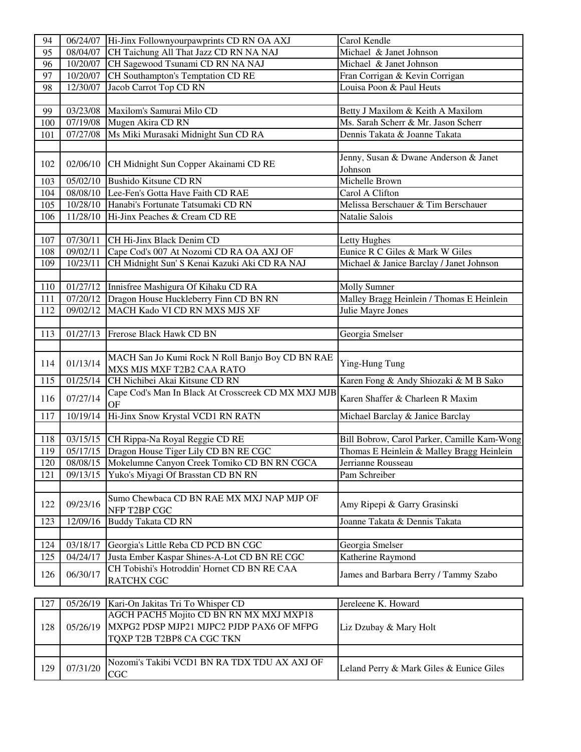| | | | |
|---|---|---|---|
| 94 | 06/24/07 | Hi-Jinx Follownyourpawprints CD RN OA AXJ | Carol Kendle |
| 95 | 08/04/07 | CH Taichung All That Jazz CD RN NA NAJ | Michael & Janet Johnson |
| 96 | 10/20/07 | CH Sagewood Tsunami CD RN NA NAJ | Michael & Janet Johnson |
| 97 | 10/20/07 | CH Southampton's Temptation CD RE | Fran Corrigan & Kevin Corrigan |
| 98 | 12/30/07 | Jacob Carrot Top CD RN | Louisa Poon & Paul Heuts |
| | | | |
| 99 | 03/23/08 | Maxilom's Samurai Milo CD | Betty J Maxilom & Keith A Maxilom |
| 100 | 07/19/08 | Mugen Akira CD RN | Ms. Sarah Scherr & Mr. Jason Scherr |
| 101 | 07/27/08 | Ms Miki Murasaki Midnight Sun CD RA | Dennis Takata & Joanne Takata |
| | | | |
| 102 | 02/06/10 | CH Midnight Sun Copper Akainami CD RE | Jenny, Susan & Dwane Anderson & Janet Johnson |
| 103 | 05/02/10 | Bushido Kitsune CD RN | Michelle Brown |
| 104 | 08/08/10 | Lee-Fen's Gotta Have Faith CD RAE | Carol A Clifton |
| 105 | 10/28/10 | Hanabi's Fortunate Tatsumaki CD RN | Melissa Berschauer & Tim Berschauer |
| 106 | 11/28/10 | Hi-Jinx Peaches & Cream CD RE | Natalie Salois |
| | | | |
| 107 | 07/30/11 | CH Hi-Jinx Black Denim CD | Letty Hughes |
| 108 | 09/02/11 | Cape Cod's 007 At Nozomi CD RA OA AXJ OF | Eunice R C Giles & Mark W Giles |
| 109 | 10/23/11 | CH Midnight Sun' S Kenai Kazuki Aki CD RA NAJ | Michael & Janice Barclay / Janet Johnson |
| | | | |
| 110 | 01/27/12 | Innisfree Mashigura Of Kihaku CD RA | Molly Sumner |
| 111 | 07/20/12 | Dragon House Huckleberry Finn CD BN RN | Malley Bragg Heinlein / Thomas E Heinlein |
| 112 | 09/02/12 | MACH Kado VI CD RN MXS MJS XF | Julie Mayre Jones |
| | | | |
| 113 | 01/27/13 | Frerose Black Hawk CD BN | Georgia Smelser |
| | | | |
| 114 | 01/13/14 | MACH San Jo Kumi Rock N Roll Banjo Boy CD BN RAE MXS MJS MXF T2B2 CAA RATO | Ying-Hung Tung |
| 115 | 01/25/14 | CH Nichibei Akai Kitsune CD RN | Karen Fong & Andy Shiozaki & M B Sako |
| 116 | 07/27/14 | Cape Cod's Man In Black At Crosscreek CD MX MXJ MJB OF | Karen Shaffer & Charleen R Maxim |
| 117 | 10/19/14 | Hi-Jinx Snow Krystal VCD1 RN RATN | Michael Barclay & Janice Barclay |
| | | | |
| 118 | 03/15/15 | CH Rippa-Na Royal Reggie CD RE | Bill Bobrow, Carol Parker, Camille Kam-Wong |
| 119 | 05/17/15 | Dragon House Tiger Lily CD BN RE CGC | Thomas E Heinlein & Malley Bragg Heinlein |
| 120 | 08/08/15 | Mokelumne Canyon Creek Tomiko CD BN RN CGCA | Jerrianne Rousseau |
| 121 | 09/13/15 | Yuko's Miyagi Of Brasstan CD BN RN | Pam Schreiber |
| | | | |
| 122 | 09/23/16 | Sumo Chewbaca CD BN RAE MX MXJ NAP MJP OF NFP T2BP CGC | Amy Ripepi & Garry Grasinski |
| 123 | 12/09/16 | Buddy Takata CD RN | Joanne Takata & Dennis Takata |
| | | | |
| 124 | 03/18/17 | Georgia's Little Reba CD PCD BN CGC | Georgia Smelser |
| 125 | 04/24/17 | Justa Ember Kaspar Shines-A-Lot CD BN RE CGC | Katherine Raymond |
| 126 | 06/30/17 | CH Tobishi's Hotroddin' Hornet CD BN RE CAA RATCHX CGC | James and Barbara Berry / Tammy Szabo |

| | | | |
|---|---|---|---|
| 127 | 05/26/19 | Kari-On Jakitas Tri To Whisper CD | Jereleene K. Howard |
| 128 | 05/26/19 | AGCH PACH5 Mojito CD BN RN MX MXJ MXP18 MXPG2 PDSP MJP21 MJPC2 PJDP PAX6 OF MFPG TQXP T2B T2BP8 CA CGC TKN | Liz Dzubay & Mary Holt |
| | | | |
| 129 | 07/31/20 | Nozomi's Takibi VCD1 BN RA TDX TDU AX AXJ OF CGC | Leland Perry & Mark Giles & Eunice Giles |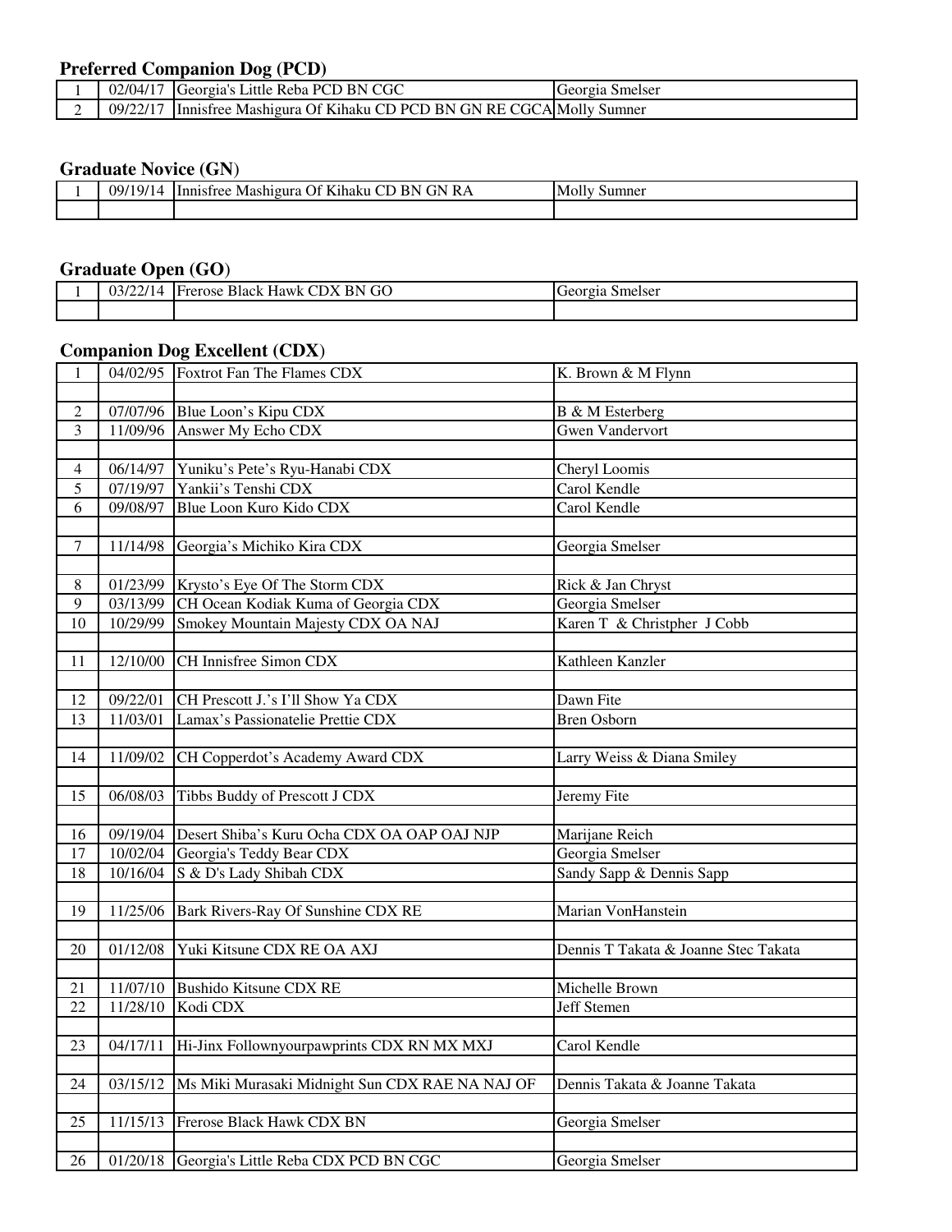**Preferred Companion Dog (PCD)**

| | | | |
|---|---|---|---|
| 1 | 02/04/17 | Georgia's Little Reba PCD BN CGC | Georgia Smelser |
| 2 | 09/22/17 | Innisfree Mashigura Of Kihaku CD PCD BN GN RE CGCA | Molly Sumner |

**Graduate Novice (GN)**

| | | | |
|---|---|---|---|
| 1 | 09/19/14 | Innisfree Mashigura Of Kihaku CD BN GN RA | Molly Sumner |
| | | | |

**Graduate Open (GO)**

| | | | |
|---|---|---|---|
| 1 | 03/22/14 | Frerose Black Hawk CDX BN GO | Georgia Smelser |
| | | | |

**Companion Dog Excellent (CDX)**

| | | | |
|---|---|---|---|
| 1 | 04/02/95 | Foxtrot Fan The Flames CDX | K. Brown & M Flynn |
| | | | |
| 2 | 07/07/96 | Blue Loon's Kipu CDX | B & M Esterberg |
| 3 | 11/09/96 | Answer My Echo CDX | Gwen Vandervort |
| | | | |
| 4 | 06/14/97 | Yuniku's Pete's Ryu-Hanabi CDX | Cheryl Loomis |
| 5 | 07/19/97 | Yankii's Tenshi CDX | Carol Kendle |
| 6 | 09/08/97 | Blue Loon Kuro Kido CDX | Carol Kendle |
| | | | |
| 7 | 11/14/98 | Georgia's Michiko Kira CDX | Georgia Smelser |
| | | | |
| 8 | 01/23/99 | Krysto's Eye Of The Storm CDX | Rick & Jan Chryst |
| 9 | 03/13/99 | CH Ocean Kodiak Kuma of Georgia CDX | Georgia Smelser |
| 10 | 10/29/99 | Smokey Mountain Majesty CDX OA NAJ | Karen T & Christpher J Cobb |
| | | | |
| 11 | 12/10/00 | CH Innisfree Simon CDX | Kathleen Kanzler |
| | | | |
| 12 | 09/22/01 | CH Prescott J.'s I'll Show Ya CDX | Dawn Fite |
| 13 | 11/03/01 | Lamax's Passionatelie Prettie CDX | Bren Osborn |
| | | | |
| 14 | 11/09/02 | CH Copperdot's Academy Award CDX | Larry Weiss & Diana Smiley |
| | | | |
| 15 | 06/08/03 | Tibbs Buddy of Prescott J CDX | Jeremy Fite |
| | | | |
| 16 | 09/19/04 | Desert Shiba's Kuru Ocha CDX OA OAP OAJ NJP | Marijane Reich |
| 17 | 10/02/04 | Georgia's Teddy Bear CDX | Georgia Smelser |
| 18 | 10/16/04 | S & D's Lady Shibah CDX | Sandy Sapp & Dennis Sapp |
| | | | |
| 19 | 11/25/06 | Bark Rivers-Ray Of Sunshine CDX RE | Marian VonHanstein |
| | | | |
| 20 | 01/12/08 | Yuki Kitsune CDX RE OA AXJ | Dennis T Takata & Joanne Stec Takata |
| | | | |
| 21 | 11/07/10 | Bushido Kitsune CDX RE | Michelle Brown |
| 22 | 11/28/10 | Kodi CDX | Jeff Stemen |
| | | | |
| 23 | 04/17/11 | Hi-Jinx Followyourpawprints CDX RN MX MXJ | Carol Kendle |
| | | | |
| 24 | 03/15/12 | Ms Miki Murasaki Midnight Sun CDX RAE NA NAJ OF | Dennis Takata & Joanne Takata |
| | | | |
| 25 | 11/15/13 | Frerose Black Hawk CDX BN | Georgia Smelser |
| | | | |
| 26 | 01/20/18 | Georgia's Little Reba CDX PCD BN CGC | Georgia Smelser |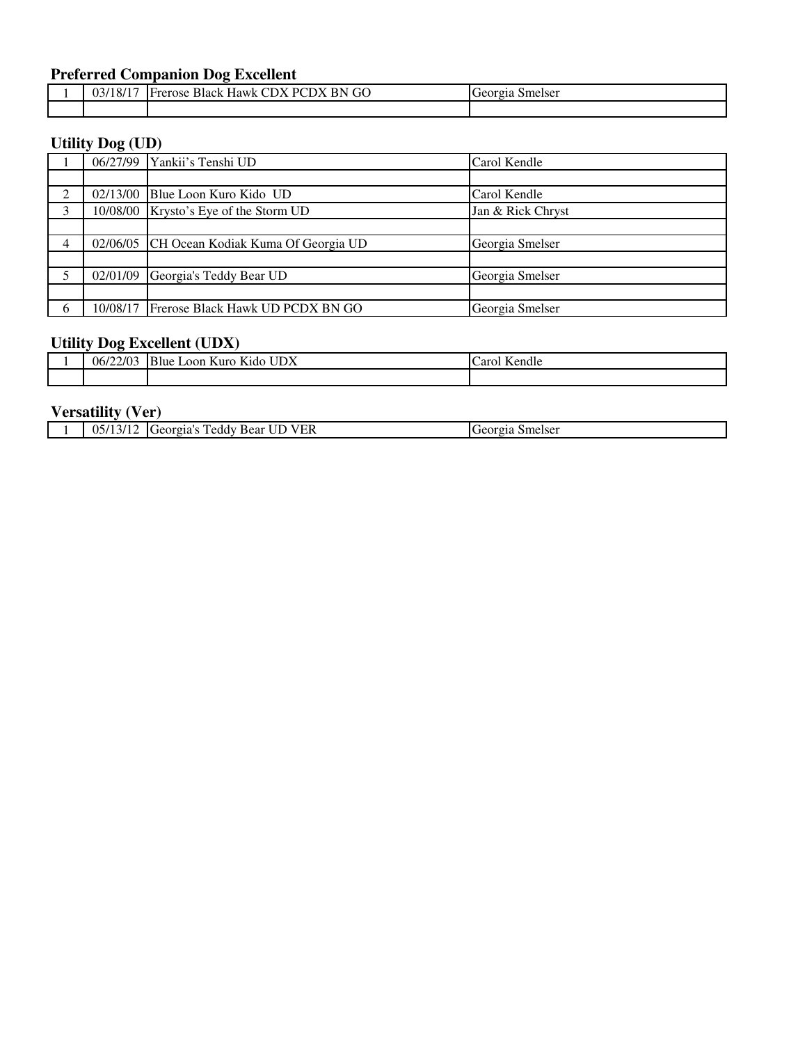### Preferred Companion Dog Excellent

| | | | |
|---|---|---|---|
| 1 | 03/18/17 | Frerose Black Hawk CDX PCDX BN GO | Georgia Smelser |
| | | | |

### Utility Dog (UD)

| | | | |
|---|---|---|---|
| 1 | 06/27/99 | Yankii's Tenshi UD | Carol Kendle |
| | | | |
| 2 | 02/13/00 | Blue Loon Kuro Kido UD | Carol Kendle |
| 3 | 10/08/00 | Krysto's Eye of the Storm UD | Jan & Rick Chryst |
| | | | |
| 4 | 02/06/05 | CH Ocean Kodiak Kuma Of Georgia UD | Georgia Smelser |
| | | | |
| 5 | 02/01/09 | Georgia's Teddy Bear UD | Georgia Smelser |
| | | | |
| 6 | 10/08/17 | Frerose Black Hawk UD PCDX BN GO | Georgia Smelser |

### Utility Dog Excellent (UDX)

| | | | |
|---|---|---|---|
| 1 | 06/22/03 | Blue Loon Kuro Kido UDX | Carol Kendle |
| | | | |

### Versatility (Ver)

| | | | |
|---|---|---|---|
| 1 | 05/13/12 | Georgia's Teddy Bear UD VER | Georgia Smelser |